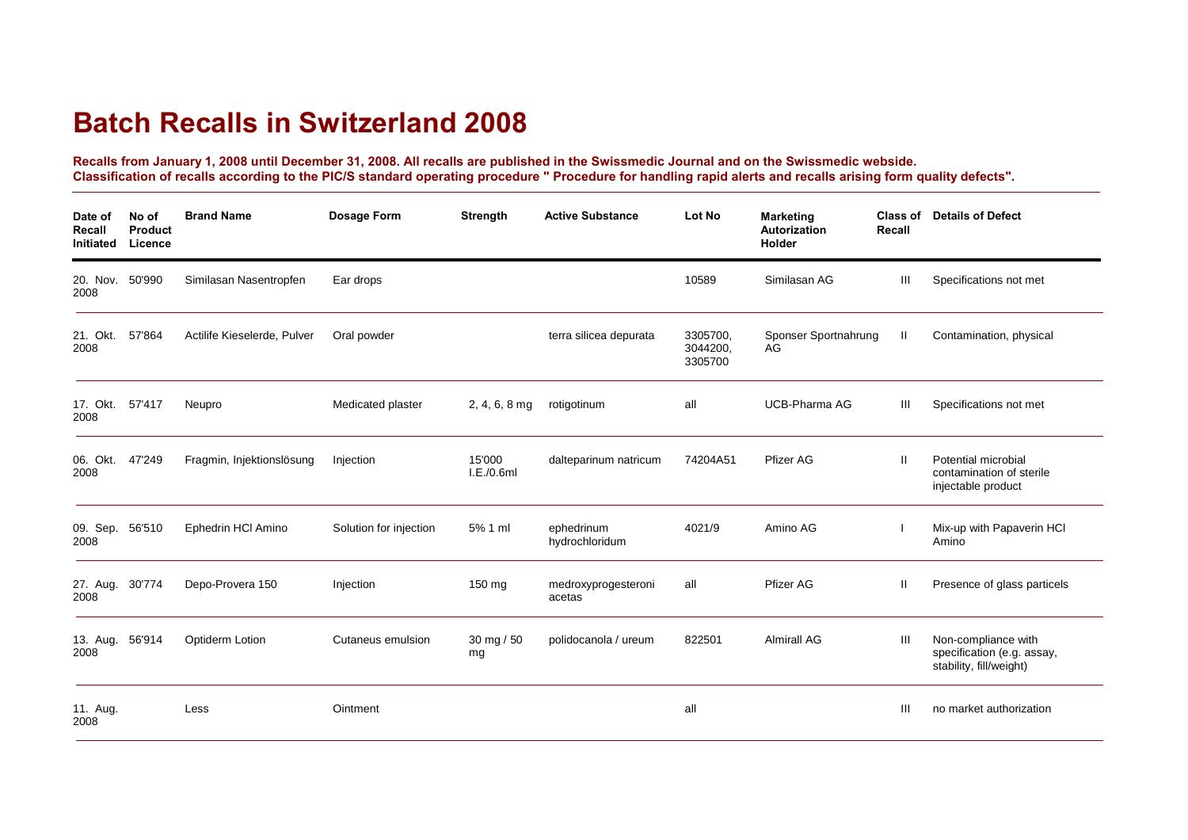# Batch Recalls in Switzerland 2008

**Recalls from January 1, 2008 until December 31, 2008. All recalls are published in the Swissmedic Journal and on the Swissmedic webside.**
**Classification of recalls according to the PIC/S standard operating procedure " Procedure for handling rapid alerts and recalls arising form quality defects".**

| Date of Recall Initiated | No of Product Licence | Brand Name | Dosage Form | Strength | Active Substance | Lot No | Marketing Autorization Holder | Class of Recall | Details of Defect |
|---|---|---|---|---|---|---|---|---|---|
| 20. Nov. 2008 | 50'990 | Similasan Nasentropfen | Ear drops | | | 10589 | Similasan AG | III | Specifications not met |
| 21. Okt. 2008 | 57'864 | Actilife Kieselerde, Pulver | Oral powder | | terra silicea depurata | 3305700, 3044200, 3305700 | Sponser Sportnahrung AG | II | Contamination, physical |
| 17. Okt. 2008 | 57'417 | Neupro | Medicated plaster | 2, 4, 6, 8 mg | rotigotinum | all | UCB-Pharma AG | III | Specifications not met |
| 06. Okt. 2008 | 47'249 | Fragmin, Injektionslösung | Injection | 15'000 I.E./0.6ml | dalteparinum natricum | 74204A51 | Pfizer AG | II | Potential microbial contamination of sterile injectable product |
| 09. Sep. 2008 | 56'510 | Ephedrin HCl Amino | Solution for injection | 5% 1 ml | ephedrinum hydrochloridum | 4021/9 | Amino AG | I | Mix-up with Papaverin HCl Amino |
| 27. Aug. 2008 | 30'774 | Depo-Provera 150 | Injection | 150 mg | medroxyprogesteroni acetas | all | Pfizer AG | II | Presence of glass particels |
| 13. Aug. 2008 | 56'914 | Optiderm Lotion | Cutaneus emulsion | 30 mg / 50 mg | polidocanola / ureum | 822501 | Almirall AG | III | Non-compliance with specification (e.g. assay, stability, fill/weight) |
| 11. Aug. 2008 | | Less | Ointment | | | all | | III | no market authorization |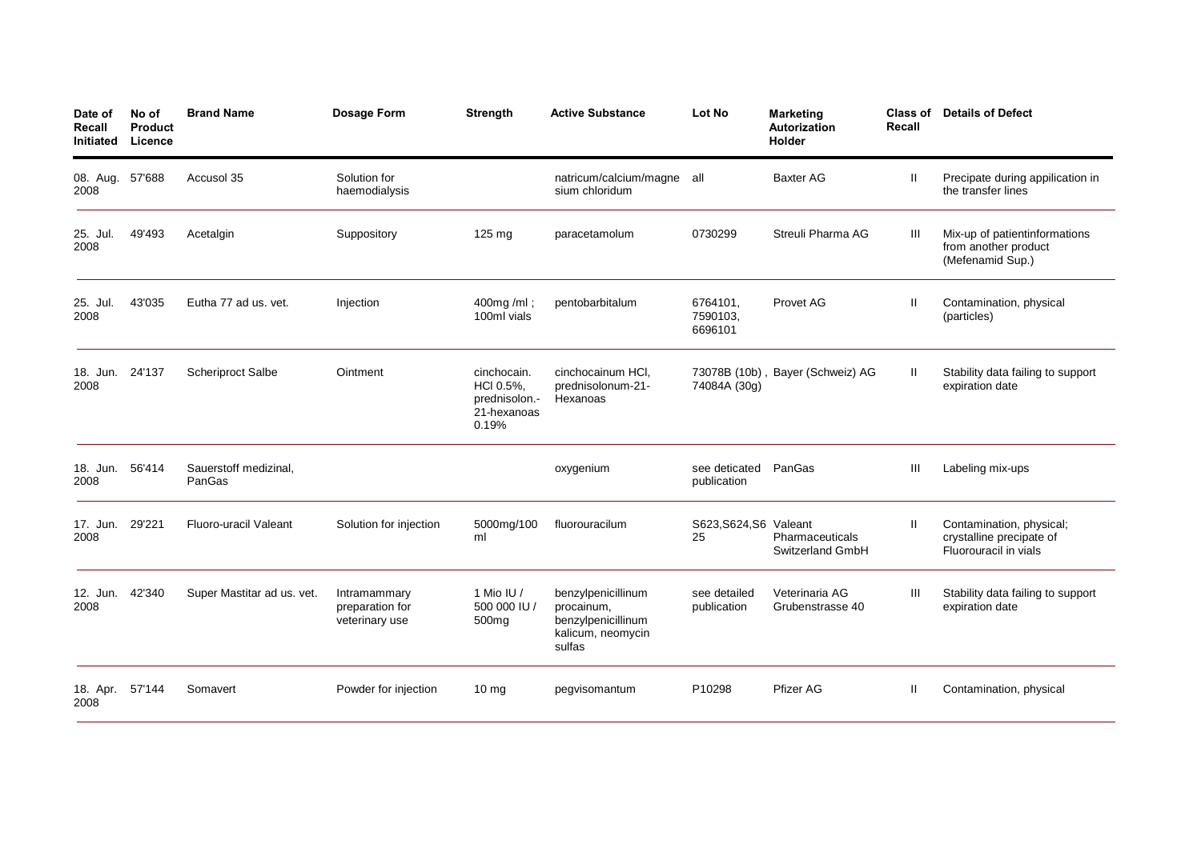| Date of Recall Initiated | No of Product Licence | Brand Name | Dosage Form | Strength | Active Substance | Lot No | Marketing Autorization Holder | Class of Recall | Details of Defect |
|---|---|---|---|---|---|---|---|---|---|
| 08. Aug. 2008 | 57'688 | Accusol 35 | Solution for haemodialysis | | natricum/calcium/magnesium chloridum | all | Baxter AG | II | Precipate during appilication in the transfer lines |
| 25. Jul. 2008 | 49'493 | Acetalgin | Suppository | 125 mg | paracetamolum | 0730299 | Streuli Pharma AG | III | Mix-up of patientinformations from another product (Mefenamid Sup.) |
| 25. Jul. 2008 | 43'035 | Eutha 77 ad us. vet. | Injection | 400mg /ml ; 100ml vials | pentobarbitalum | 6764101, 7590103, 6696101 | Provet AG | II | Contamination, physical (particles) |
| 18. Jun. 2008 | 24'137 | Scheriproct Salbe | Ointment | cinchocain. HCl 0.5%, prednisolon.-21-hexanoas 0.19% | cinchocainum HCl, prednisolonum-21-Hexanoas | 73078B (10b) , 74084A (30g) | Bayer (Schweiz) AG | II | Stability data failing to support expiration date |
| 18. Jun. 2008 | 56'414 | Sauerstoff medizinal, PanGas | | | oxygenium | see deticated publication | PanGas | III | Labeling mix-ups |
| 17. Jun. 2008 | 29'221 | Fluoro-uracil Valeant | Solution for injection | 5000mg/100 ml | fluorouracilum | S623,S624,S625 | Valeant Pharmaceuticals Switzerland GmbH | II | Contamination, physical; crystalline precipate of Fluorouracil in vials |
| 12. Jun. 2008 | 42'340 | Super Mastitar ad us. vet. | Intramammary preparation for veterinary use | 1 Mio IU / 500 000 IU / 500mg | benzylpenicillinum procainum, benzylpenicillinum kalicum, neomycin sulfas | see detailed publication | Veterinaria AG Grubenstrasse 40 | III | Stability data failing to support expiration date |
| 18. Apr. 2008 | 57'144 | Somavert | Powder for injection | 10 mg | pegvisomantum | P10298 | Pfizer AG | II | Contamination, physical |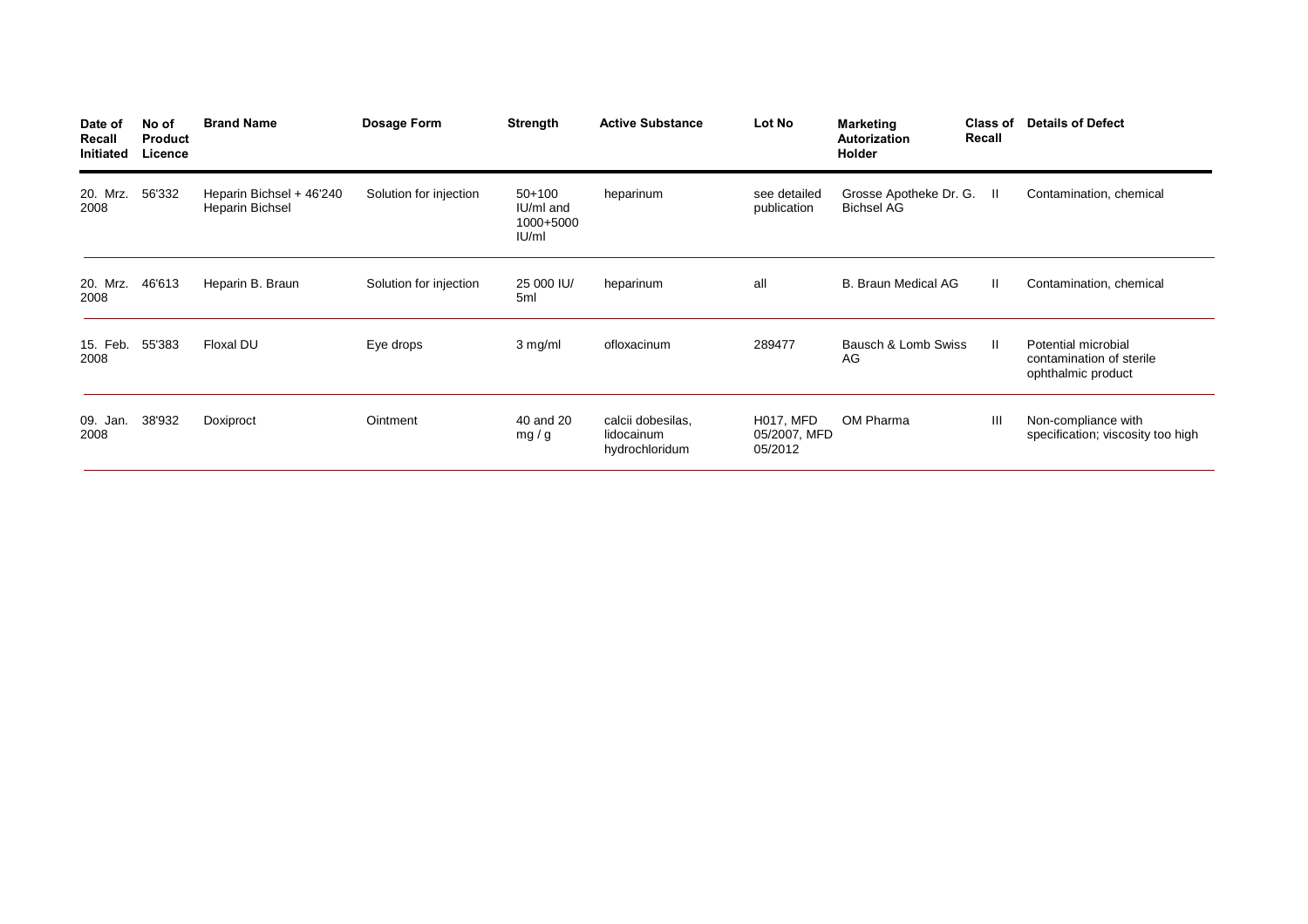| Date of Recall Initiated | No of Product Licence | Brand Name | Dosage Form | Strength | Active Substance | Lot No | Marketing Autorization Holder | Class of Recall | Details of Defect |
|---|---|---|---|---|---|---|---|---|---|
| 20. Mrz. 2008 | 56'332 | Heparin Bichsel + 46'240 Heparin Bichsel | Solution for injection | 50+100 IU/ml and 1000+5000 IU/ml | heparinum | see detailed publication | Grosse Apotheke Dr. G. Bichsel AG | II | Contamination, chemical |
| 20. Mrz. 2008 | 46'613 | Heparin B. Braun | Solution for injection | 25 000 IU/ 5ml | heparinum | all | B. Braun Medical AG | II | Contamination, chemical |
| 15. Feb. 2008 | 55'383 | Floxal DU | Eye drops | 3 mg/ml | ofloxacinum | 289477 | Bausch & Lomb Swiss AG | II | Potential microbial contamination of sterile ophthalmic product |
| 09. Jan. 2008 | 38'932 | Doxiproct | Ointment | 40 and 20 mg / g | calcii dobesilas, lidocainum hydrochloridum | H017, MFD 05/2007, MFD 05/2012 | OM Pharma | III | Non-compliance with specification; viscosity too high |